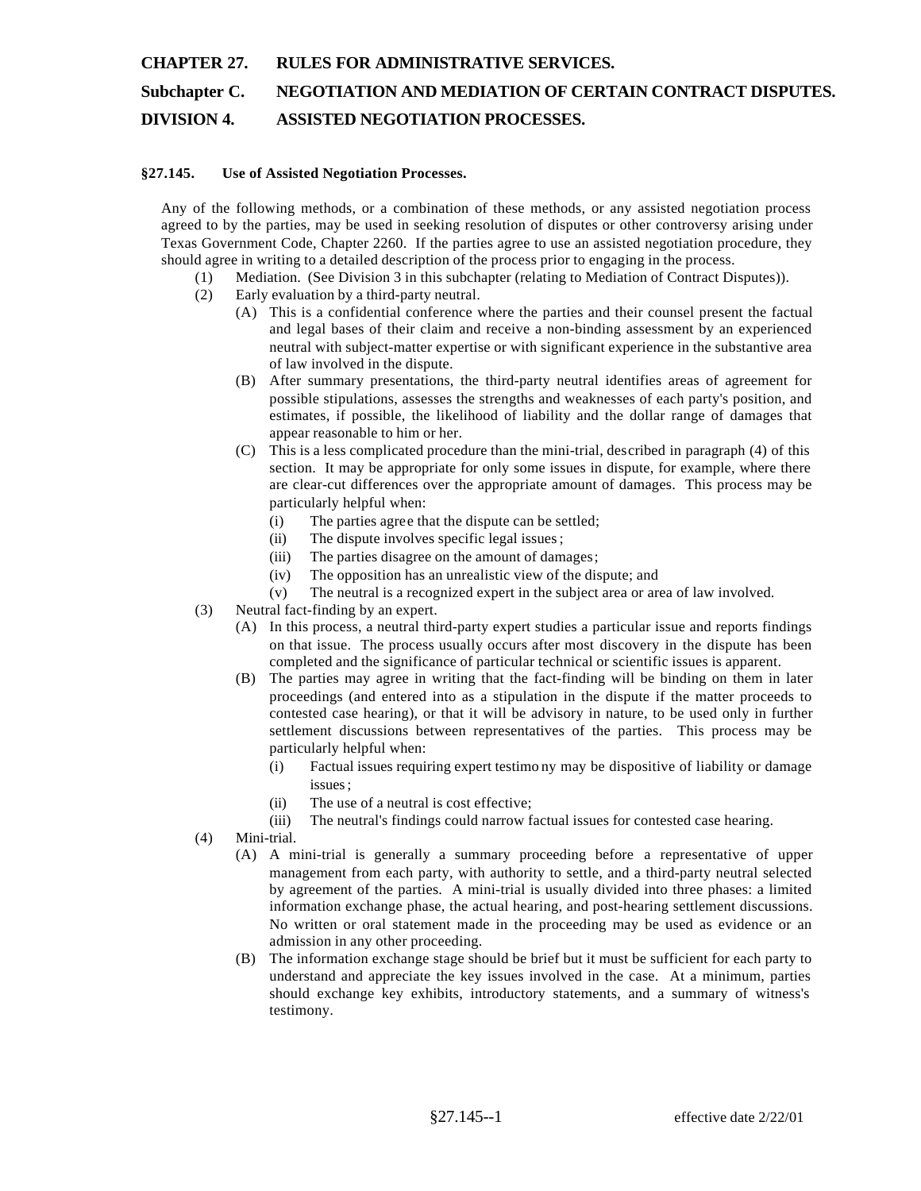# CHAPTER 27. RULES FOR ADMINISTRATIVE SERVICES.

## Subchapter C. NEGOTIATION AND MEDIATION OF CERTAIN CONTRACT DISPUTES.

## DIVISION 4. ASSISTED NEGOTIATION PROCESSES.

### §27.145. Use of Assisted Negotiation Processes.

Any of the following methods, or a combination of these methods, or any assisted negotiation process agreed to by the parties, may be used in seeking resolution of disputes or other controversy arising under Texas Government Code, Chapter 2260. If the parties agree to use an assisted negotiation procedure, they should agree in writing to a detailed description of the process prior to engaging in the process.

(1) Mediation. (See Division 3 in this subchapter (relating to Mediation of Contract Disputes)).

(2) Early evaluation by a third-party neutral.

(A) This is a confidential conference where the parties and their counsel present the factual and legal bases of their claim and receive a non-binding assessment by an experienced neutral with subject-matter expertise or with significant experience in the substantive area of law involved in the dispute.

(B) After summary presentations, the third-party neutral identifies areas of agreement for possible stipulations, assesses the strengths and weaknesses of each party's position, and estimates, if possible, the likelihood of liability and the dollar range of damages that appear reasonable to him or her.

(C) This is a less complicated procedure than the mini-trial, described in paragraph (4) of this section. It may be appropriate for only some issues in dispute, for example, where there are clear-cut differences over the appropriate amount of damages. This process may be particularly helpful when:

(i) The parties agree that the dispute can be settled;

(ii) The dispute involves specific legal issues;

(iii) The parties disagree on the amount of damages;

(iv) The opposition has an unrealistic view of the dispute; and

(v) The neutral is a recognized expert in the subject area or area of law involved.

(3) Neutral fact-finding by an expert.

(A) In this process, a neutral third-party expert studies a particular issue and reports findings on that issue. The process usually occurs after most discovery in the dispute has been completed and the significance of particular technical or scientific issues is apparent.

(B) The parties may agree in writing that the fact-finding will be binding on them in later proceedings (and entered into as a stipulation in the dispute if the matter proceeds to contested case hearing), or that it will be advisory in nature, to be used only in further settlement discussions between representatives of the parties. This process may be particularly helpful when:

(i) Factual issues requiring expert testimony may be dispositive of liability or damage issues;

(ii) The use of a neutral is cost effective;

(iii) The neutral's findings could narrow factual issues for contested case hearing.

(4) Mini-trial.

(A) A mini-trial is generally a summary proceeding before a representative of upper management from each party, with authority to settle, and a third-party neutral selected by agreement of the parties. A mini-trial is usually divided into three phases: a limited information exchange phase, the actual hearing, and post-hearing settlement discussions. No written or oral statement made in the proceeding may be used as evidence or an admission in any other proceeding.

(B) The information exchange stage should be brief but it must be sufficient for each party to understand and appreciate the key issues involved in the case. At a minimum, parties should exchange key exhibits, introductory statements, and a summary of witness's testimony.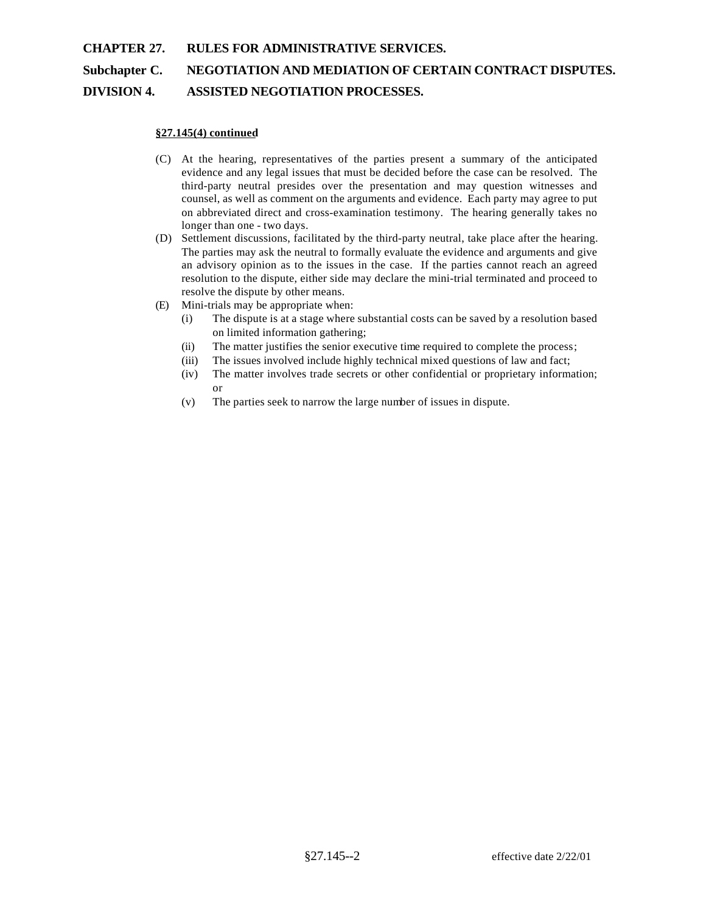**§27.145(4) continued**

(C) At the hearing, representatives of the parties present a summary of the anticipated evidence and any legal issues that must be decided before the case can be resolved. The third-party neutral presides over the presentation and may question witnesses and counsel, as well as comment on the arguments and evidence. Each party may agree to put on abbreviated direct and cross-examination testimony. The hearing generally takes no longer than one - two days.

(D) Settlement discussions, facilitated by the third-party neutral, take place after the hearing. The parties may ask the neutral to formally evaluate the evidence and arguments and give an advisory opinion as to the issues in the case. If the parties cannot reach an agreed resolution to the dispute, either side may declare the mini-trial terminated and proceed to resolve the dispute by other means.

(E) Mini-trials may be appropriate when:

   (i) The dispute is at a stage where substantial costs can be saved by a resolution based on limited information gathering;

   (ii) The matter justifies the senior executive time required to complete the process;

   (iii) The issues involved include highly technical mixed questions of law and fact;

   (iv) The matter involves trade secrets or other confidential or proprietary information; or

   (v) The parties seek to narrow the large number of issues in dispute.